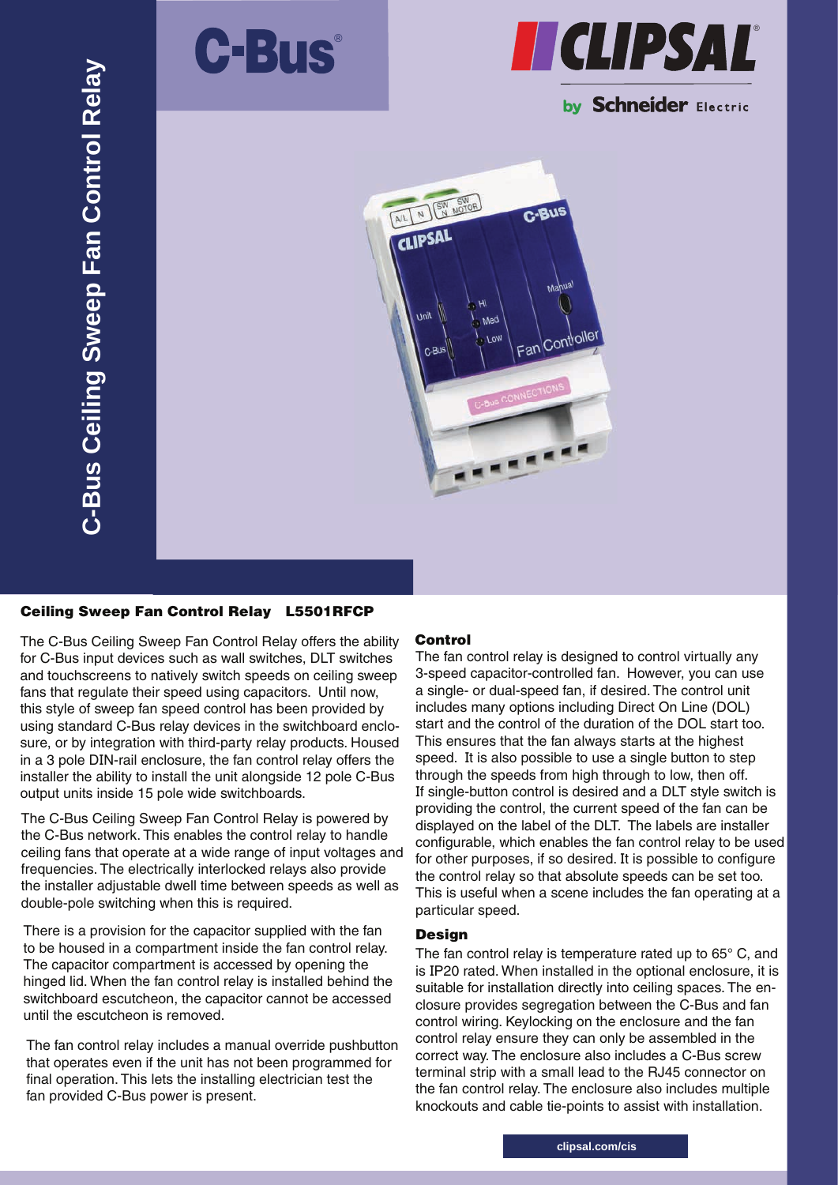# C-Bus Ceiling Sweep Fan Control Relay

C-Bus

CLIPSAL by Schneider Electric

## Ceiling Sweep Fan Control Relay   L5501RFCP

The C-Bus Ceiling Sweep Fan Control Relay offers the ability for C-Bus input devices such as wall switches, DLT switches and touchscreens to natively switch speeds on ceiling sweep fans that regulate their speed using capacitors. Until now, this style of sweep fan speed control has been provided by using standard C-Bus relay devices in the switchboard enclosure, or by integration with third-party relay products. Housed in a 3 pole DIN-rail enclosure, the fan control relay offers the installer the ability to install the unit alongside 12 pole C-Bus output units inside 15 pole wide switchboards.

The C-Bus Ceiling Sweep Fan Control Relay is powered by the C-Bus network. This enables the control relay to handle ceiling fans that operate at a wide range of input voltages and frequencies. The electrically interlocked relays also provide the installer adjustable dwell time between speeds as well as double-pole switching when this is required.

There is a provision for the capacitor supplied with the fan to be housed in a compartment inside the fan control relay. The capacitor compartment is accessed by opening the hinged lid. When the fan control relay is installed behind the switchboard escutcheon, the capacitor cannot be accessed until the escutcheon is removed.

The fan control relay includes a manual override pushbutton that operates even if the unit has not been programmed for final operation. This lets the installing electrician test the fan provided C-Bus power is present.

### Control

The fan control relay is designed to control virtually any 3-speed capacitor-controlled fan. However, you can use a single- or dual-speed fan, if desired. The control unit includes many options including Direct On Line (DOL) start and the control of the duration of the DOL start too. This ensures that the fan always starts at the highest speed. It is also possible to use a single button to step through the speeds from high through to low, then off. If single-button control is desired and a DLT style switch is providing the control, the current speed of the fan can be displayed on the label of the DLT. The labels are installer configurable, which enables the fan control relay to be used for other purposes, if so desired. It is possible to configure the control relay so that absolute speeds can be set too. This is useful when a scene includes the fan operating at a particular speed.

### Design

The fan control relay is temperature rated up to 65° C, and is IP20 rated. When installed in the optional enclosure, it is suitable for installation directly into ceiling spaces. The enclosure provides segregation between the C-Bus and fan control wiring. Keylocking on the enclosure and the fan control relay ensure they can only be assembled in the correct way. The enclosure also includes a C-Bus screw terminal strip with a small lead to the RJ45 connector on the fan control relay. The enclosure also includes multiple knockouts and cable tie-points to assist with installation.

clipsal.com/cis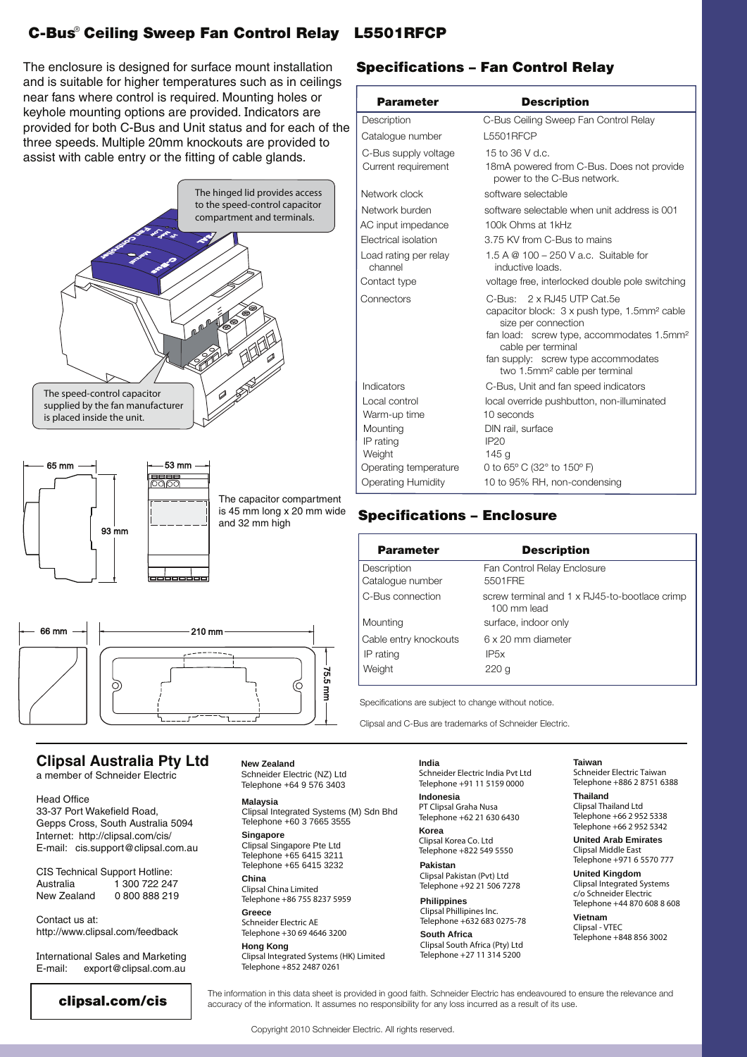# C-Bus® Ceiling Sweep Fan Control Relay L5501RFCP

The enclosure is designed for surface mount installation and is suitable for higher temperatures such as in ceilings near fans where control is required. Mounting holes or keyhole mounting options are provided. Indicators are provided for both C-Bus and Unit status and for each of the three speeds. Multiple 20mm knockouts are provided to assist with cable entry or the fitting of cable glands.

The hinged lid provides access to the speed-control capacitor compartment and terminals.

The speed-control capacitor supplied by the fan manufacturer is placed inside the unit.

65 mm

53 mm

93 mm

The capacitor compartment is 45 mm long x 20 mm wide and 32 mm high

66 mm

210 mm

75.5 mm

## Specifications – Fan Control Relay

| Parameter | Description |
|---|---|
| Description | C-Bus Ceiling Sweep Fan Control Relay |
| Catalogue number | L5501RFCP |
| C-Bus supply voltage | 15 to 36 V d.c. |
| Current requirement | 18mA powered from C-Bus. Does not provide power to the C-Bus network. |
| Network clock | software selectable |
| Network burden | software selectable when unit address is 001 |
| AC input impedance | 100k Ohms at 1kHz |
| Electrical isolation | 3.75 KV from C-Bus to mains |
| Load rating per relay channel | 1.5 A @ 100 – 250 V a.c. Suitable for inductive loads. |
| Contact type | voltage free, interlocked double pole switching |
| Connectors | C-Bus: 2 x RJ45 UTP Cat.5e<br>capacitor block: 3 x push type, 1.5mm² cable size per connection<br>fan load: screw type, accommodates 1.5mm² cable per terminal<br>fan supply: screw type accommodates two 1.5mm² cable per terminal |
| Indicators | C-Bus, Unit and fan speed indicators |
| Local control | local override pushbutton, non-illuminated |
| Warm-up time | 10 seconds |
| Mounting | DIN rail, surface |
| IP rating | IP20 |
| Weight | 145 g |
| Operating temperature | 0 to 65° C (32° to 150° F) |
| Operating Humidity | 10 to 95% RH, non-condensing |

## Specifications – Enclosure

| Parameter | Description |
|---|---|
| Description | Fan Control Relay Enclosure |
| Catalogue number | 5501FRE |
| C-Bus connection | screw terminal and 1 x RJ45-to-bootlace crimp 100 mm lead |
| Mounting | surface, indoor only |
| Cable entry knockouts | 6 x 20 mm diameter |
| IP rating | IP5x |
| Weight | 220 g |

Specifications are subject to change without notice.

Clipsal and C-Bus are trademarks of Schneider Electric.

## Clipsal Australia Pty Ltd

a member of Schneider Electric

Head Office
33-37 Port Wakefield Road,
Gepps Cross, South Australia 5094
Internet: http://clipsal.com/cis/
E-mail: cis.support@clipsal.com.au

CIS Technical Support Hotline:
Australia 1 300 722 247
New Zealand 0 800 888 219

Contact us at:
http://www.clipsal.com/feedback

International Sales and Marketing
E-mail: export@clipsal.com.au

**New Zealand**
Schneider Electric (NZ) Ltd
Telephone +64 9 576 3403

**Malaysia**
Clipsal Integrated Systems (M) Sdn Bhd
Telephone +60 3 7665 3555

**Singapore**
Clipsal Singapore Pte Ltd
Telephone +65 6415 3211
Telephone +65 6415 3232

**China**
Clipsal China Limited
Telephone +86 755 8237 5959

**Greece**
Schneider Electric AE
Telephone +30 69 4646 3200

**Hong Kong**
Clipsal Integrated Systems (HK) Limited
Telephone +852 2487 0261

**India**
Schneider Electric India Pvt Ltd
Telephone +91 11 5159 0000

**Indonesia**
PT Clipsal Graha Nusa
Telephone +62 21 630 6430

**Korea**
Clipsal Korea Co. Ltd
Telephone +822 549 5550

**Pakistan**
Clipsal Pakistan (Pvt) Ltd
Telephone +92 21 506 7278

**Philippines**
Clipsal Phillipines Inc.
Telephone +632 683 0275-78

**South Africa**
Clipsal South Africa (Pty) Ltd
Telephone +27 11 314 5200

**Taiwan**
Schneider Electric Taiwan
Telephone +886 2 8751 6388

**Thailand**
Clipsal Thailand Ltd
Telephone +66 2 952 5338
Telephone +66 2 952 5342

**United Arab Emirates**
Clipsal Middle East
Telephone +971 6 5570 777

**United Kingdom**
Clipsal Integrated Systems
c/o Schneider Electric
Telephone +44 870 608 8 608

**Vietnam**
Clipsal - VTEC
Telephone +848 856 3002

**clipsal.com/cis**

The information in this data sheet is provided in good faith. Schneider Electric has endeavoured to ensure the relevance and accuracy of the information. It assumes no responsibility for any loss incurred as a result of its use.

Copyright 2010 Schneider Electric. All rights reserved.